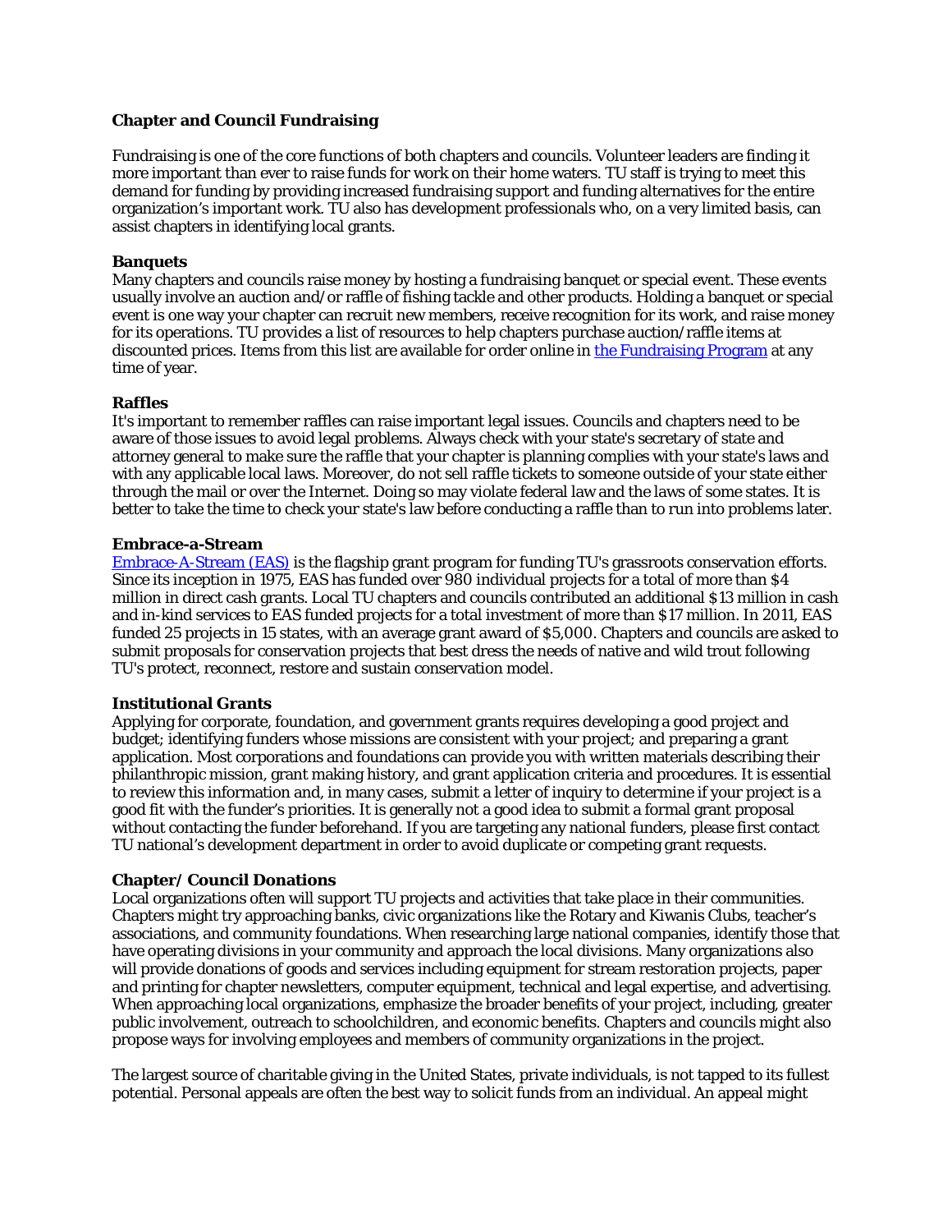## Chapter and Council Fundraising

Fundraising is one of the core functions of both chapters and councils. Volunteer leaders are finding it more important than ever to raise funds for work on their home waters. TU staff is trying to meet this demand for funding by providing increased fundraising support and funding alternatives for the entire organization's important work. TU also has development professionals who, on a very limited basis, can assist chapters in identifying local grants.

### Banquets

Many chapters and councils raise money by hosting a fundraising banquet or special event. These events usually involve an auction and/or raffle of fishing tackle and other products. Holding a banquet or special event is one way your chapter can recruit new members, receive recognition for its work, and raise money for its operations. TU provides a list of resources to help chapters purchase auction/raffle items at discounted prices. Items from this list are available for order online in the Fundraising Program at any time of year.

### Raffles

It's important to remember raffles can raise important legal issues. Councils and chapters need to be aware of those issues to avoid legal problems. Always check with your state's secretary of state and attorney general to make sure the raffle that your chapter is planning complies with your state's laws and with any applicable local laws. Moreover, do not sell raffle tickets to someone outside of your state either through the mail or over the Internet. Doing so may violate federal law and the laws of some states. It is better to take the time to check your state's law before conducting a raffle than to run into problems later.

### Embrace-a-Stream

Embrace-A-Stream (EAS) is the flagship grant program for funding TU's grassroots conservation efforts. Since its inception in 1975, EAS has funded over 980 individual projects for a total of more than $4 million in direct cash grants. Local TU chapters and councils contributed an additional $13 million in cash and in-kind services to EAS funded projects for a total investment of more than $17 million. In 2011, EAS funded 25 projects in 15 states, with an average grant award of $5,000. Chapters and councils are asked to submit proposals for conservation projects that best dress the needs of native and wild trout following TU's protect, reconnect, restore and sustain conservation model.

### Institutional Grants

Applying for corporate, foundation, and government grants requires developing a good project and budget; identifying funders whose missions are consistent with your project; and preparing a grant application. Most corporations and foundations can provide you with written materials describing their philanthropic mission, grant making history, and grant application criteria and procedures. It is essential to review this information and, in many cases, submit a letter of inquiry to determine if your project is a good fit with the funder's priorities. It is generally not a good idea to submit a formal grant proposal without contacting the funder beforehand. If you are targeting any national funders, please first contact TU national's development department in order to avoid duplicate or competing grant requests.

### Chapter/ Council Donations

Local organizations often will support TU projects and activities that take place in their communities. Chapters might try approaching banks, civic organizations like the Rotary and Kiwanis Clubs, teacher's associations, and community foundations. When researching large national companies, identify those that have operating divisions in your community and approach the local divisions. Many organizations also will provide donations of goods and services including equipment for stream restoration projects, paper and printing for chapter newsletters, computer equipment, technical and legal expertise, and advertising. When approaching local organizations, emphasize the broader benefits of your project, including, greater public involvement, outreach to schoolchildren, and economic benefits. Chapters and councils might also propose ways for involving employees and members of community organizations in the project.

The largest source of charitable giving in the United States, private individuals, is not tapped to its fullest potential. Personal appeals are often the best way to solicit funds from an individual. An appeal might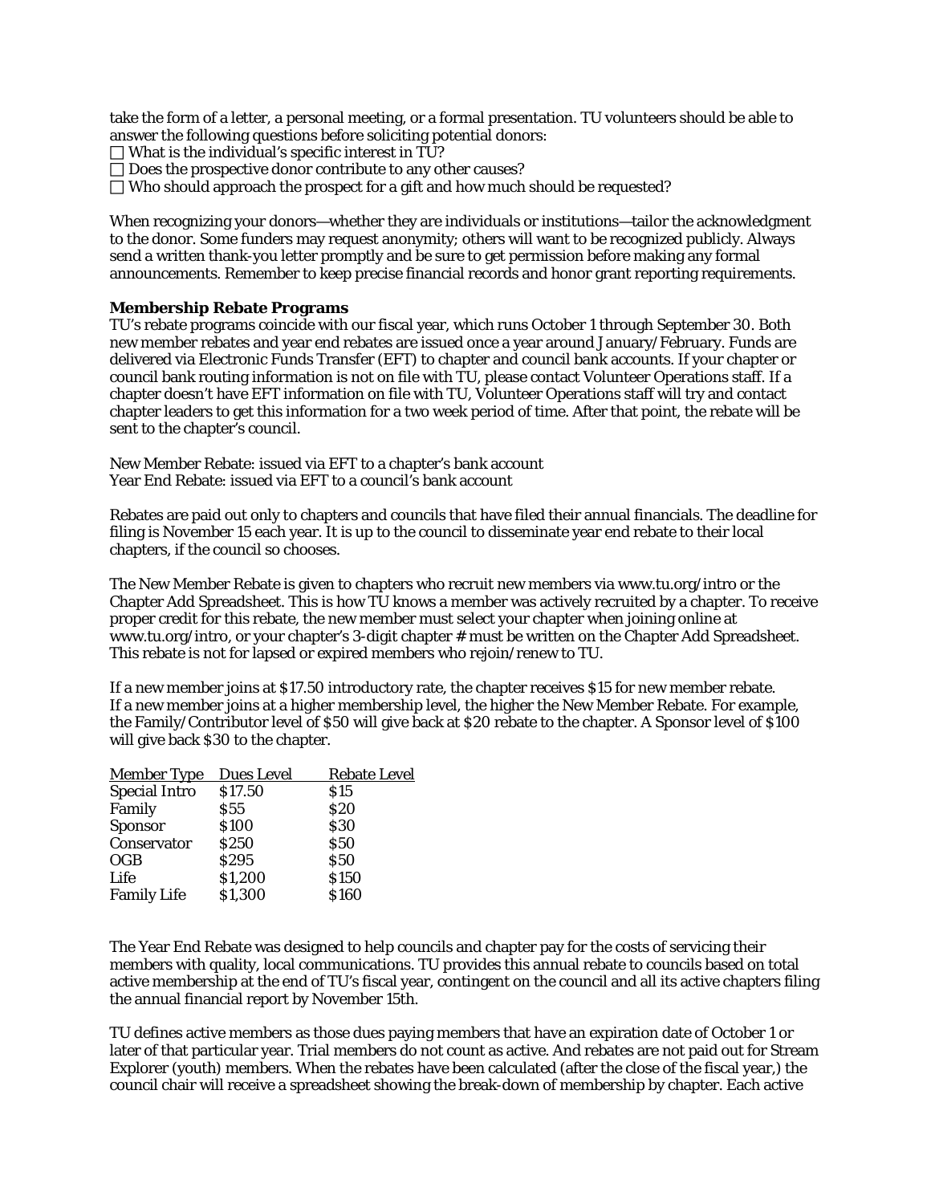take the form of a letter, a personal meeting, or a formal presentation. TU volunteers should be able to answer the following questions before soliciting potential donors:

- ☐ What is the individual's specific interest in TU?
- ☐ Does the prospective donor contribute to any other causes?
- ☐ Who should approach the prospect for a gift and how much should be requested?

When recognizing your donors—whether they are individuals or institutions—tailor the acknowledgment to the donor. Some funders may request anonymity; others will want to be recognized publicly. Always send a written thank-you letter promptly and be sure to get permission before making any formal announcements. Remember to keep precise financial records and honor grant reporting requirements.

**Membership Rebate Programs**

TU's rebate programs coincide with our fiscal year, which runs October 1 through September 30. Both new member rebates and year end rebates are issued once a year around January/February. Funds are delivered via Electronic Funds Transfer (EFT) to chapter and council bank accounts. If your chapter or council bank routing information is not on file with TU, please contact Volunteer Operations staff. If a chapter doesn't have EFT information on file with TU, Volunteer Operations staff will try and contact chapter leaders to get this information for a two week period of time. After that point, the rebate will be sent to the chapter's council.

New Member Rebate: issued via EFT to a chapter's bank account
Year End Rebate: issued via EFT to a council's bank account

Rebates are paid out only to chapters and councils that have filed their annual financials. The deadline for filing is November 15 each year. It is up to the council to disseminate year end rebate to their local chapters, if the council so chooses.

The New Member Rebate is given to chapters who recruit new members via www.tu.org/intro or the Chapter Add Spreadsheet. This is how TU knows a member was actively recruited by a chapter. To receive proper credit for this rebate, the new member must select your chapter when joining online at www.tu.org/intro, or your chapter's 3-digit chapter # must be written on the Chapter Add Spreadsheet. This rebate is not for lapsed or expired members who rejoin/renew to TU.

If a new member joins at $17.50 introductory rate, the chapter receives $15 for new member rebate. If a new member joins at a higher membership level, the higher the New Member Rebate. For example, the Family/Contributor level of $50 will give back at $20 rebate to the chapter. A Sponsor level of $100 will give back $30 to the chapter.

| Member Type | Dues Level | Rebate Level |
|---|---|---|
| Special Intro | $17.50 | $15 |
| Family | $55 | $20 |
| Sponsor | $100 | $30 |
| Conservator | $250 | $50 |
| OGB | $295 | $50 |
| Life | $1,200 | $150 |
| Family Life | $1,300 | $160 |

The Year End Rebate was designed to help councils and chapter pay for the costs of servicing their members with quality, local communications. TU provides this annual rebate to councils based on total active membership at the end of TU's fiscal year, contingent on the council and all its active chapters filing the annual financial report by November 15th.

TU defines active members as those dues paying members that have an expiration date of October 1 or later of that particular year. Trial members do not count as active. And rebates are not paid out for Stream Explorer (youth) members. When the rebates have been calculated (after the close of the fiscal year,) the council chair will receive a spreadsheet showing the break-down of membership by chapter. Each active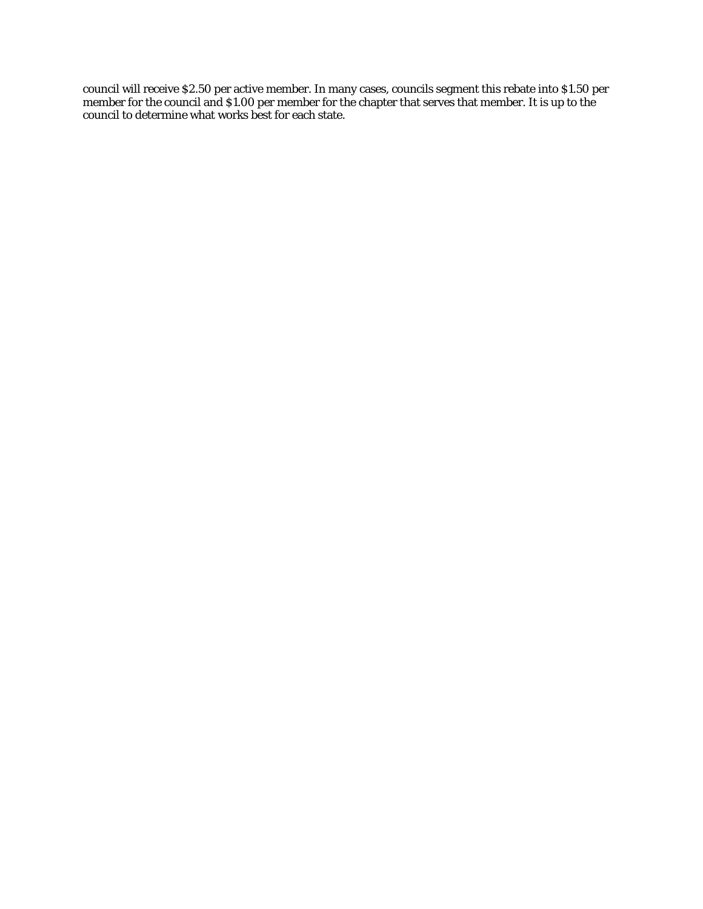council will receive $2.50 per active member. In many cases, councils segment this rebate into $1.50 per member for the council and $1.00 per member for the chapter that serves that member. It is up to the council to determine what works best for each state.